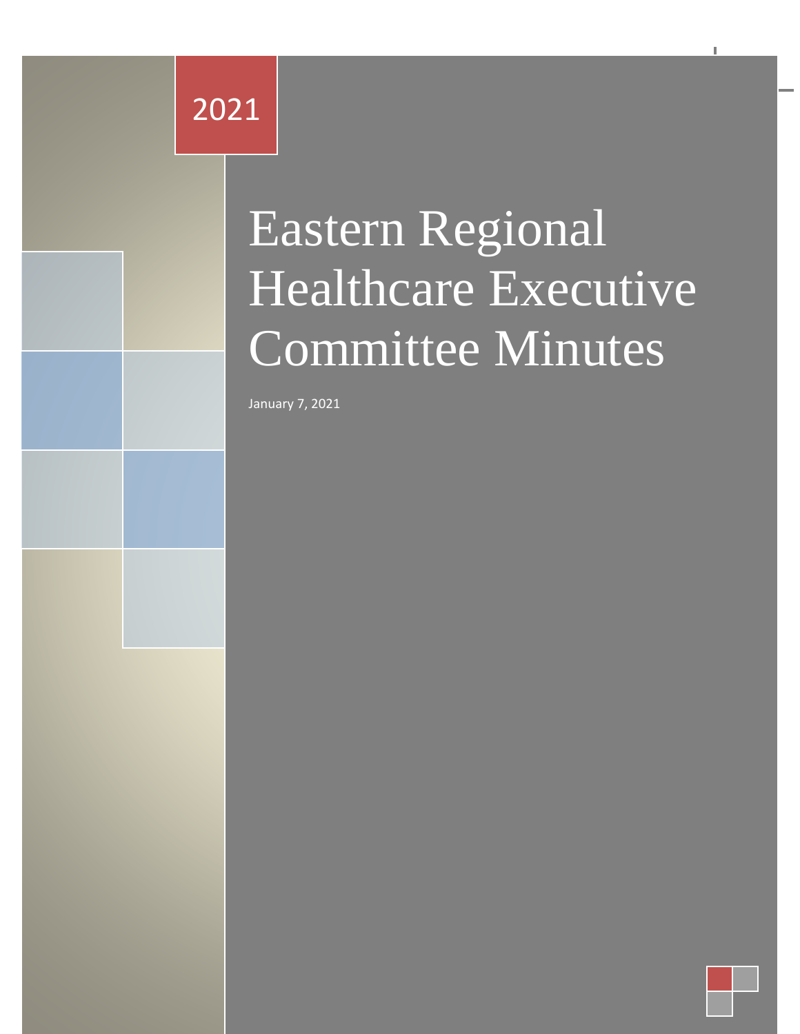2021

# Eastern Regional Healthcare Executive Committee Minutes

January 7, 2021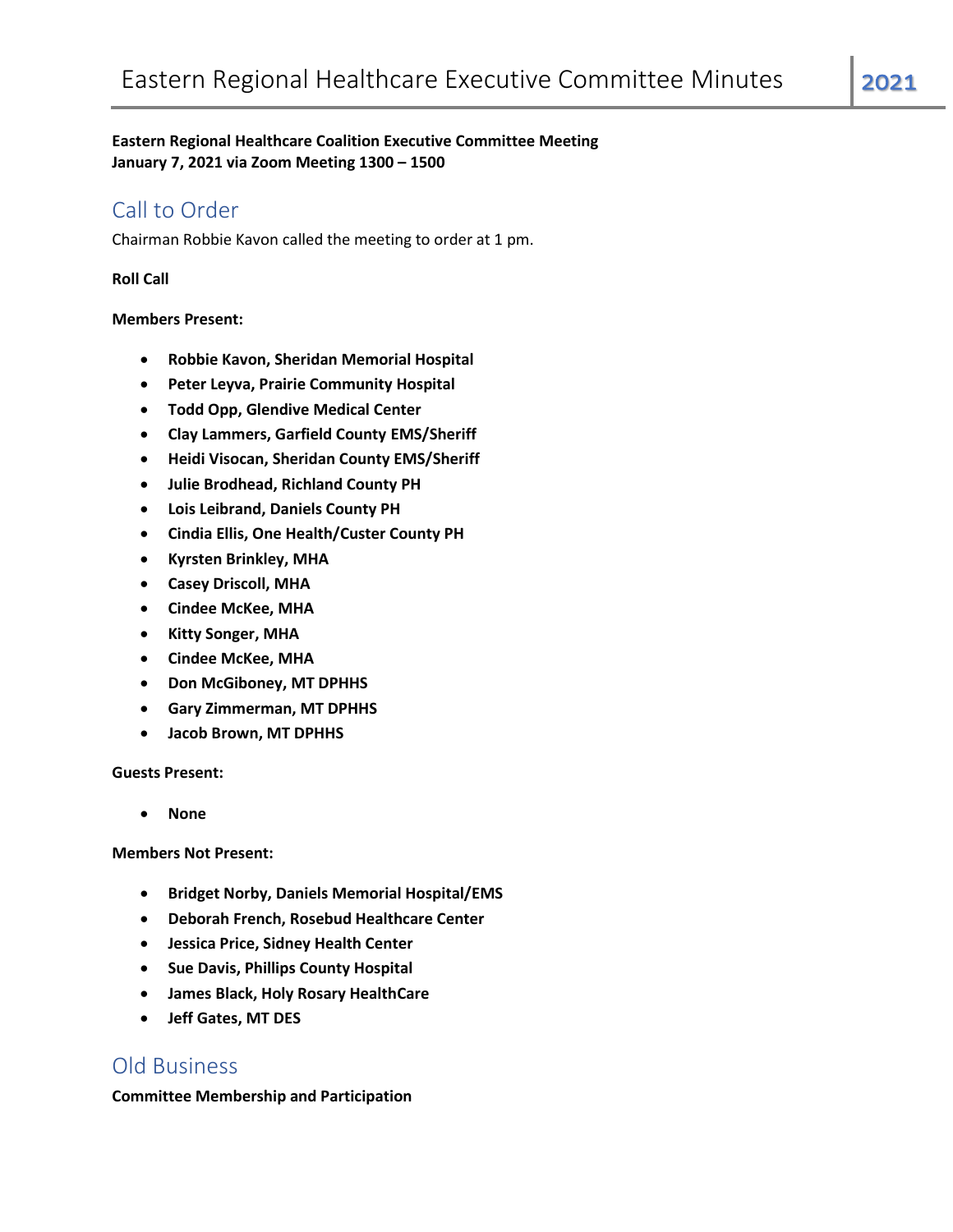**Eastern Regional Healthcare Coalition Executive Committee Meeting**
**January 7, 2021 via Zoom Meeting 1300 – 1500**

## Call to Order

Chairman Robbie Kavon called the meeting to order at 1 pm.

**Roll Call**

**Members Present:**

- **Robbie Kavon, Sheridan Memorial Hospital**
- **Peter Leyva, Prairie Community Hospital**
- **Todd Opp, Glendive Medical Center**
- **Clay Lammers, Garfield County EMS/Sheriff**
- **Heidi Visocan, Sheridan County EMS/Sheriff**
- **Julie Brodhead, Richland County PH**
- **Lois Leibrand, Daniels County PH**
- **Cindia Ellis, One Health/Custer County PH**
- **Kyrsten Brinkley, MHA**
- **Casey Driscoll, MHA**
- **Cindee McKee, MHA**
- **Kitty Songer, MHA**
- **Cindee McKee, MHA**
- **Don McGiboney, MT DPHHS**
- **Gary Zimmerman, MT DPHHS**
- **Jacob Brown, MT DPHHS**

**Guests Present:**

- **None**

**Members Not Present:**

- **Bridget Norby, Daniels Memorial Hospital/EMS**
- **Deborah French, Rosebud Healthcare Center**
- **Jessica Price, Sidney Health Center**
- **Sue Davis, Phillips County Hospital**
- **James Black, Holy Rosary HealthCare**
- **Jeff Gates, MT DES**

## Old Business

**Committee Membership and Participation**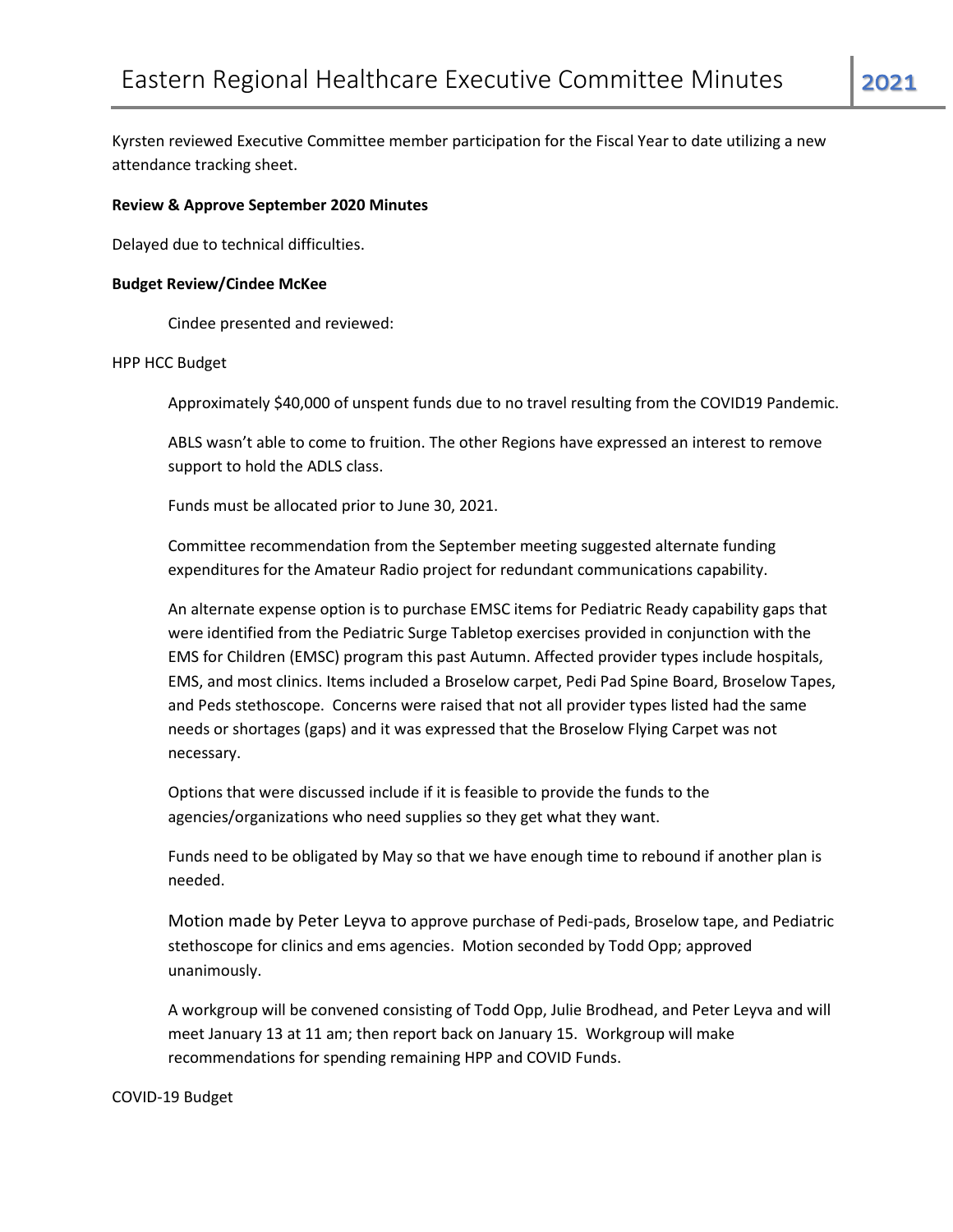Kyrsten reviewed Executive Committee member participation for the Fiscal Year to date utilizing a new attendance tracking sheet.

**Review & Approve September 2020 Minutes**

Delayed due to technical difficulties.

**Budget Review/Cindee McKee**

Cindee presented and reviewed:

HPP HCC Budget

Approximately $40,000 of unspent funds due to no travel resulting from the COVID19 Pandemic.

ABLS wasn't able to come to fruition. The other Regions have expressed an interest to remove support to hold the ADLS class.

Funds must be allocated prior to June 30, 2021.

Committee recommendation from the September meeting suggested alternate funding expenditures for the Amateur Radio project for redundant communications capability.

An alternate expense option is to purchase EMSC items for Pediatric Ready capability gaps that were identified from the Pediatric Surge Tabletop exercises provided in conjunction with the EMS for Children (EMSC) program this past Autumn. Affected provider types include hospitals, EMS, and most clinics. Items included a Broselow carpet, Pedi Pad Spine Board, Broselow Tapes, and Peds stethoscope. Concerns were raised that not all provider types listed had the same needs or shortages (gaps) and it was expressed that the Broselow Flying Carpet was not necessary.

Options that were discussed include if it is feasible to provide the funds to the agencies/organizations who need supplies so they get what they want.

Funds need to be obligated by May so that we have enough time to rebound if another plan is needed.

Motion made by Peter Leyva to approve purchase of Pedi-pads, Broselow tape, and Pediatric stethoscope for clinics and ems agencies. Motion seconded by Todd Opp; approved unanimously.

A workgroup will be convened consisting of Todd Opp, Julie Brodhead, and Peter Leyva and will meet January 13 at 11 am; then report back on January 15. Workgroup will make recommendations for spending remaining HPP and COVID Funds.

COVID-19 Budget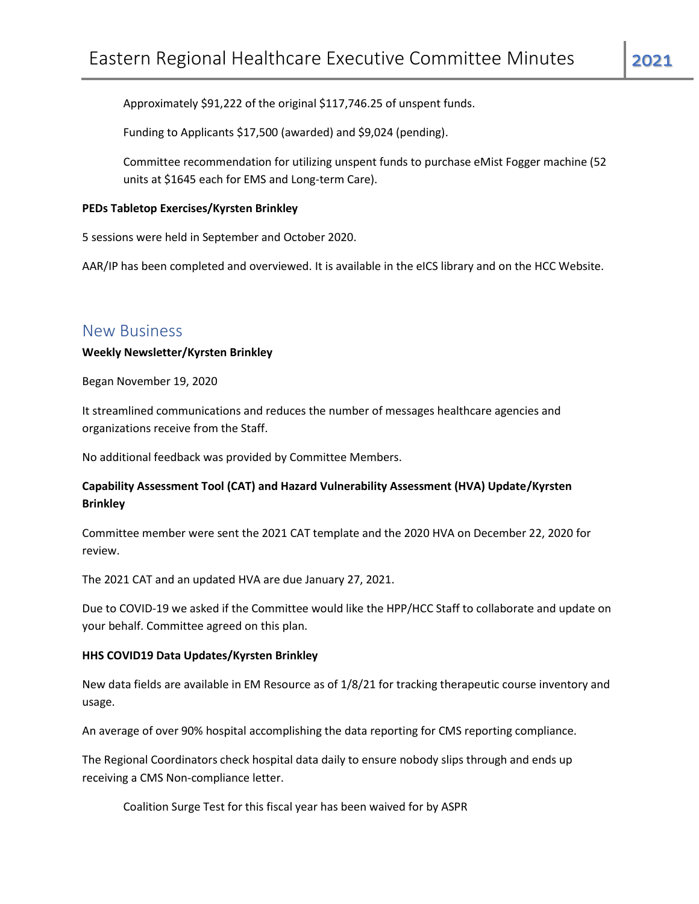Approximately $91,222 of the original $117,746.25 of unspent funds.

Funding to Applicants $17,500 (awarded) and $9,024 (pending).

Committee recommendation for utilizing unspent funds to purchase eMist Fogger machine (52 units at $1645 each for EMS and Long-term Care).

**PEDs Tabletop Exercises/Kyrsten Brinkley**

5 sessions were held in September and October 2020.

AAR/IP has been completed and overviewed. It is available in the eICS library and on the HCC Website.

## New Business

**Weekly Newsletter/Kyrsten Brinkley**

Began November 19, 2020

It streamlined communications and reduces the number of messages healthcare agencies and organizations receive from the Staff.

No additional feedback was provided by Committee Members.

**Capability Assessment Tool (CAT) and Hazard Vulnerability Assessment (HVA) Update/Kyrsten Brinkley**

Committee member were sent the 2021 CAT template and the 2020 HVA on December 22, 2020 for review.

The 2021 CAT and an updated HVA are due January 27, 2021.

Due to COVID-19 we asked if the Committee would like the HPP/HCC Staff to collaborate and update on your behalf. Committee agreed on this plan.

**HHS COVID19 Data Updates/Kyrsten Brinkley**

New data fields are available in EM Resource as of 1/8/21 for tracking therapeutic course inventory and usage.

An average of over 90% hospital accomplishing the data reporting for CMS reporting compliance.

The Regional Coordinators check hospital data daily to ensure nobody slips through and ends up receiving a CMS Non-compliance letter.

Coalition Surge Test for this fiscal year has been waived for by ASPR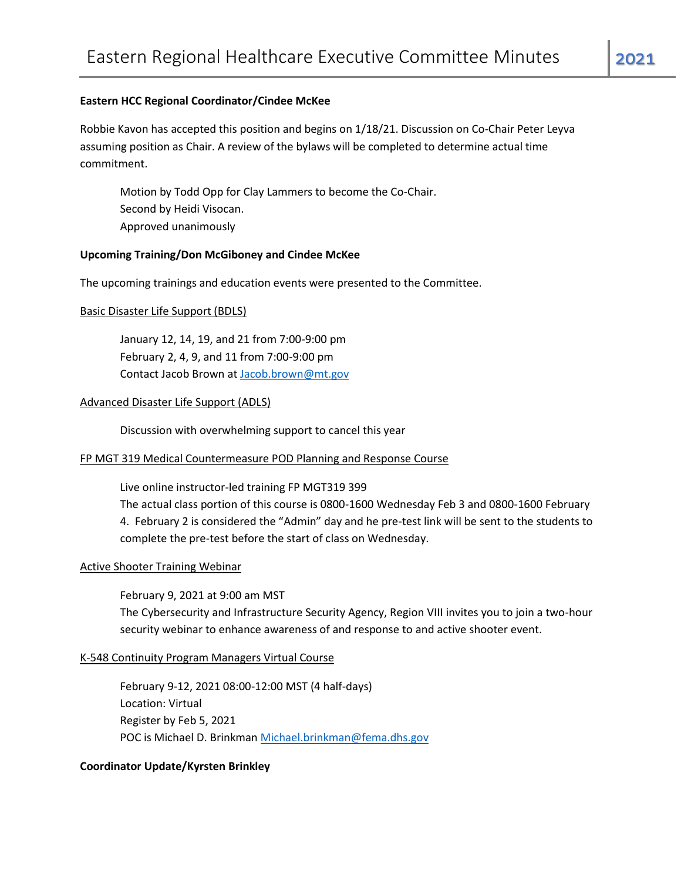**Eastern HCC Regional Coordinator/Cindee McKee**

Robbie Kavon has accepted this position and begins on 1/18/21. Discussion on Co-Chair Peter Leyva assuming position as Chair. A review of the bylaws will be completed to determine actual time commitment.

> Motion by Todd Opp for Clay Lammers to become the Co-Chair.
> Second by Heidi Visocan.
> Approved unanimously

**Upcoming Training/Don McGiboney and Cindee McKee**

The upcoming trainings and education events were presented to the Committee.

<u>Basic Disaster Life Support (BDLS)</u>

> January 12, 14, 19, and 21 from 7:00-9:00 pm
> February 2, 4, 9, and 11 from 7:00-9:00 pm
> Contact Jacob Brown at Jacob.brown@mt.gov

<u>Advanced Disaster Life Support (ADLS)</u>

> Discussion with overwhelming support to cancel this year

<u>FP MGT 319 Medical Countermeasure POD Planning and Response Course</u>

> Live online instructor-led training FP MGT319 399
> The actual class portion of this course is 0800-1600 Wednesday Feb 3 and 0800-1600 February 4. February 2 is considered the "Admin" day and he pre-test link will be sent to the students to complete the pre-test before the start of class on Wednesday.

<u>Active Shooter Training Webinar</u>

> February 9, 2021 at 9:00 am MST
> The Cybersecurity and Infrastructure Security Agency, Region VIII invites you to join a two-hour security webinar to enhance awareness of and response to and active shooter event.

<u>K-548 Continuity Program Managers Virtual Course</u>

> February 9-12, 2021 08:00-12:00 MST (4 half-days)
> Location: Virtual
> Register by Feb 5, 2021
> POC is Michael D. Brinkman Michael.brinkman@fema.dhs.gov

**Coordinator Update/Kyrsten Brinkley**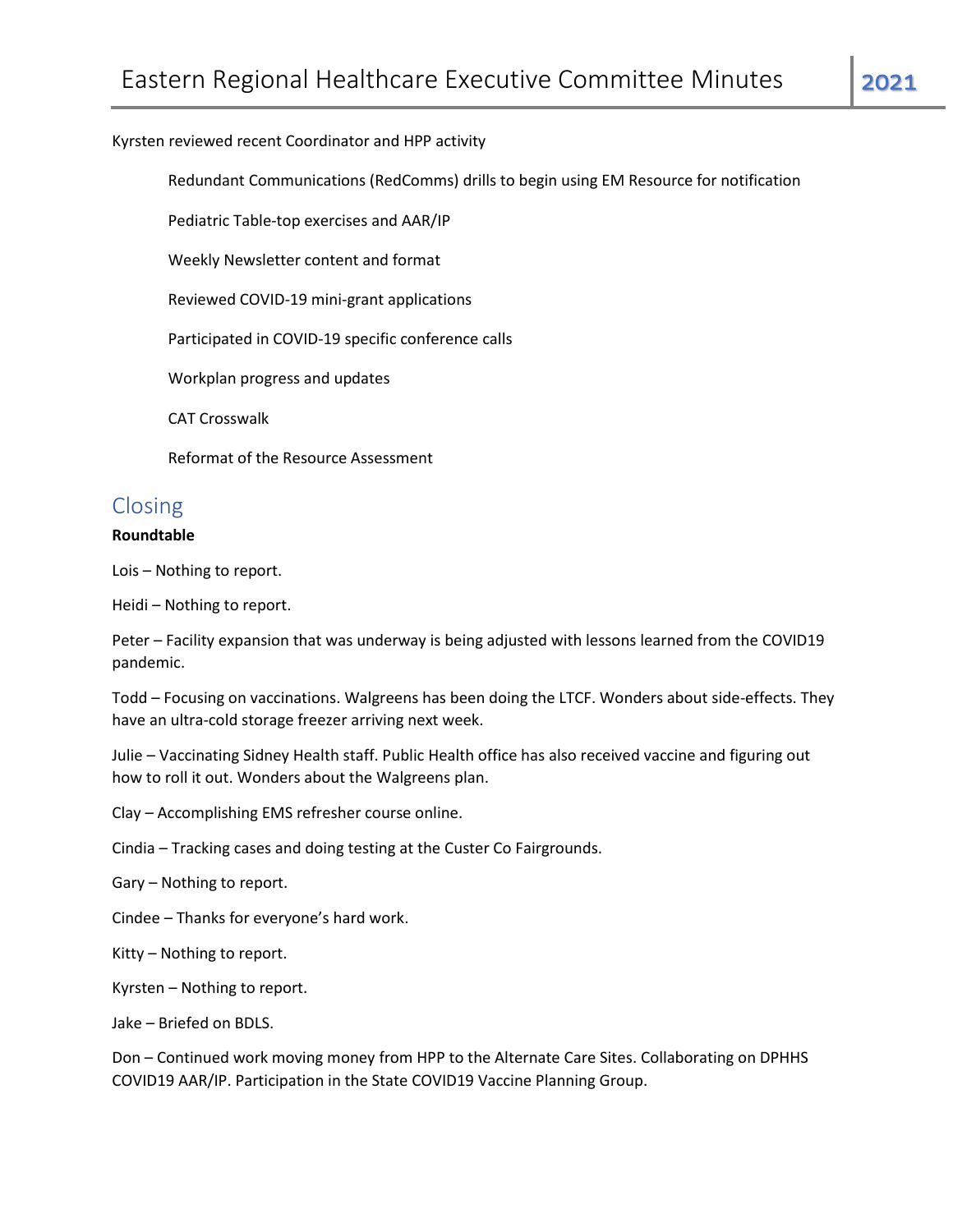Kyrsten reviewed recent Coordinator and HPP activity

- Redundant Communications (RedComms) drills to begin using EM Resource for notification
- Pediatric Table-top exercises and AAR/IP
- Weekly Newsletter content and format
- Reviewed COVID-19 mini-grant applications
- Participated in COVID-19 specific conference calls
- Workplan progress and updates
- CAT Crosswalk
- Reformat of the Resource Assessment

## Closing

**Roundtable**

Lois – Nothing to report.

Heidi – Nothing to report.

Peter – Facility expansion that was underway is being adjusted with lessons learned from the COVID19 pandemic.

Todd – Focusing on vaccinations. Walgreens has been doing the LTCF. Wonders about side-effects. They have an ultra-cold storage freezer arriving next week.

Julie – Vaccinating Sidney Health staff. Public Health office has also received vaccine and figuring out how to roll it out. Wonders about the Walgreens plan.

Clay – Accomplishing EMS refresher course online.

Cindia – Tracking cases and doing testing at the Custer Co Fairgrounds.

Gary – Nothing to report.

Cindee – Thanks for everyone's hard work.

Kitty – Nothing to report.

Kyrsten – Nothing to report.

Jake – Briefed on BDLS.

Don – Continued work moving money from HPP to the Alternate Care Sites. Collaborating on DPHHS COVID19 AAR/IP. Participation in the State COVID19 Vaccine Planning Group.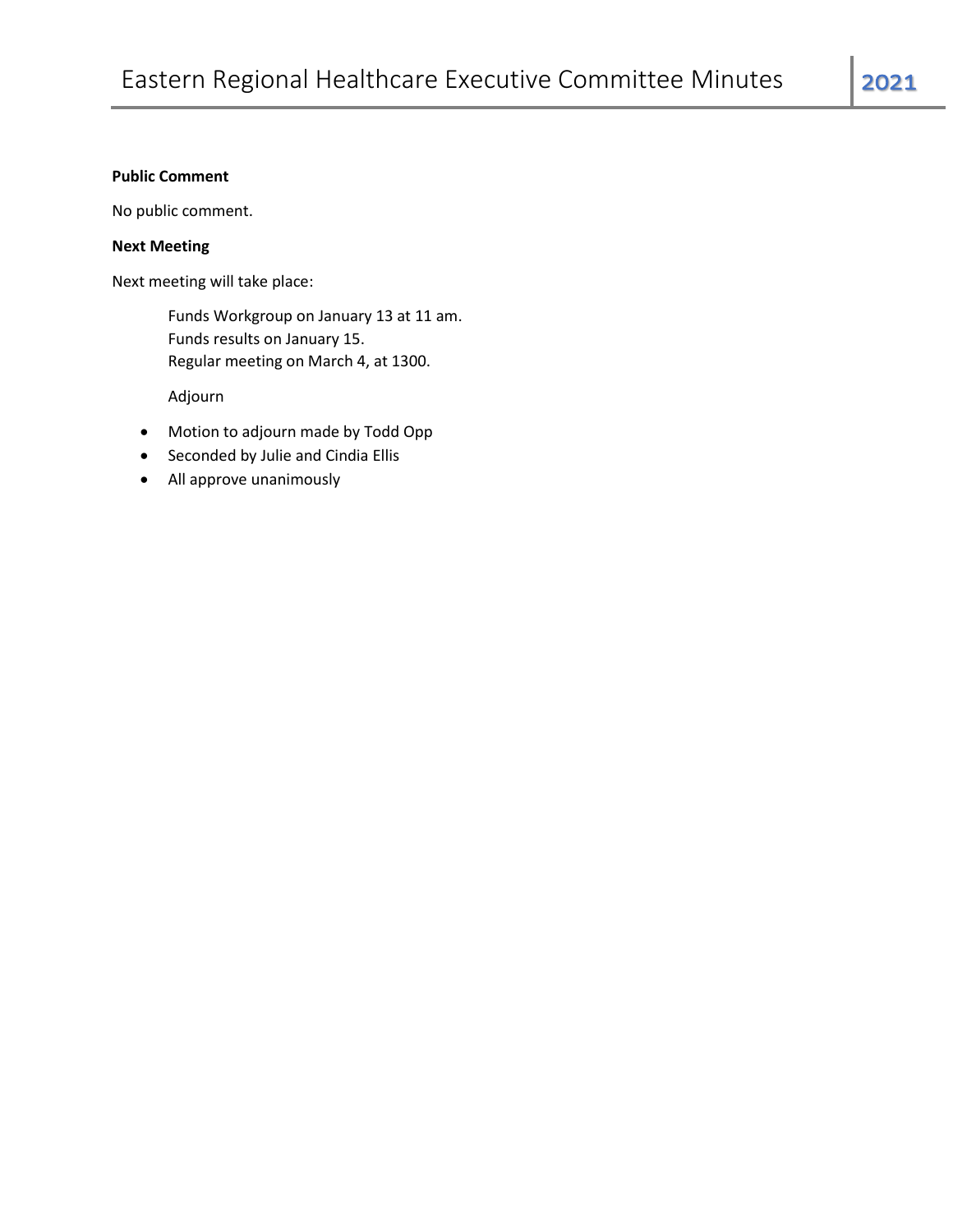**Public Comment**

No public comment.

**Next Meeting**

Next meeting will take place:

Funds Workgroup on January 13 at 11 am.
Funds results on January 15.
Regular meeting on March 4, at 1300.

Adjourn

- Motion to adjourn made by Todd Opp
- Seconded by Julie and Cindia Ellis
- All approve unanimously